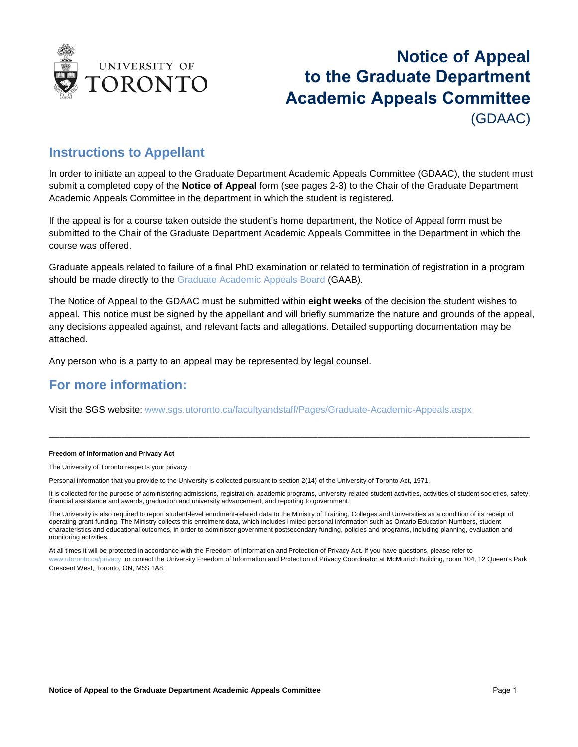# Notice of Appeal to the Graduate Department Academic Appeals Committee (GDAAC)

## Instructions to Appellant

In order to initiate an appeal to the Graduate Department Academic Appeals Committee (GDAAC), the student must submit a completed copy of the **Notice of Appeal** form (see pages 2-3) to the Chair of the Graduate Department Academic Appeals Committee in the department in which the student is registered.

If the appeal is for a course taken outside the student's home department, the Notice of Appeal form must be submitted to the Chair of the Graduate Department Academic Appeals Committee in the Department in which the course was offered.

Graduate appeals related to failure of a final PhD examination or related to termination of registration in a program should be made directly to the Graduate Academic Appeals Board (GAAB).

The Notice of Appeal to the GDAAC must be submitted within **eight weeks** of the decision the student wishes to appeal. This notice must be signed by the appellant and will briefly summarize the nature and grounds of the appeal, any decisions appealed against, and relevant facts and allegations. Detailed supporting documentation may be attached.

Any person who is a party to an appeal may be represented by legal counsel.

## For more information:

Visit the SGS website: www.sgs.utoronto.ca/facultyandstaff/Pages/Graduate-Academic-Appeals.aspx

---

**Freedom of Information and Privacy Act**

The University of Toronto respects your privacy.

Personal information that you provide to the University is collected pursuant to section 2(14) of the University of Toronto Act, 1971.

It is collected for the purpose of administering admissions, registration, academic programs, university-related student activities, activities of student societies, safety, financial assistance and awards, graduation and university advancement, and reporting to government.

The University is also required to report student-level enrolment-related data to the Ministry of Training, Colleges and Universities as a condition of its receipt of operating grant funding. The Ministry collects this enrolment data, which includes limited personal information such as Ontario Education Numbers, student characteristics and educational outcomes, in order to administer government postsecondary funding, policies and programs, including planning, evaluation and monitoring activities.

At all times it will be protected in accordance with the Freedom of Information and Protection of Privacy Act. If you have questions, please refer to www.utoronto.ca/privacy or contact the University Freedom of Information and Protection of Privacy Coordinator at McMurrich Building, room 104, 12 Queen's Park Crescent West, Toronto, ON, M5S 1A8.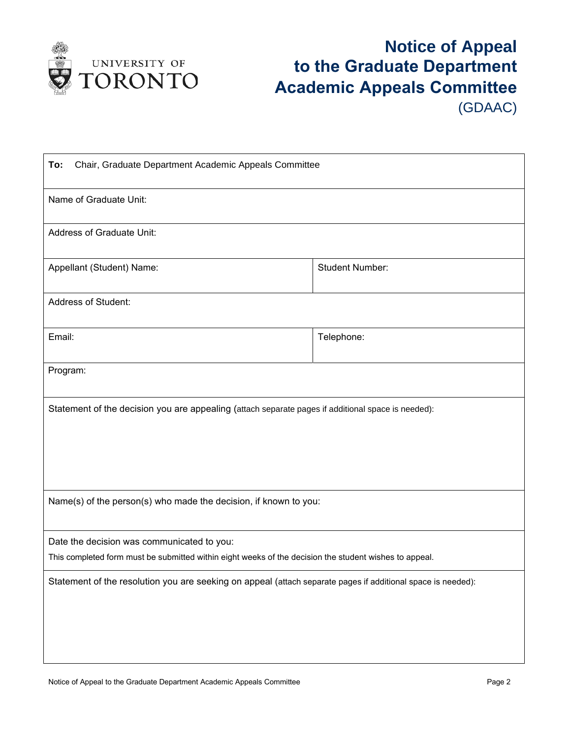# Notice of Appeal to the Graduate Department Academic Appeals Committee (GDAAC)

| **To:** Chair, Graduate Department Academic Appeals Committee | |
|---|---|
| Name of Graduate Unit: | |
| Address of Graduate Unit: | |
| Appellant (Student) Name: | Student Number: |
| Address of Student: | |
| Email: | Telephone: |
| Program: | |
| Statement of the decision you are appealing (attach separate pages if additional space is needed): | |
| Name(s) of the person(s) who made the decision, if known to you: | |
| Date the decision was communicated to you: This completed form must be submitted within eight weeks of the decision the student wishes to appeal. | |
| Statement of the resolution you are seeking on appeal (attach separate pages if additional space is needed): | |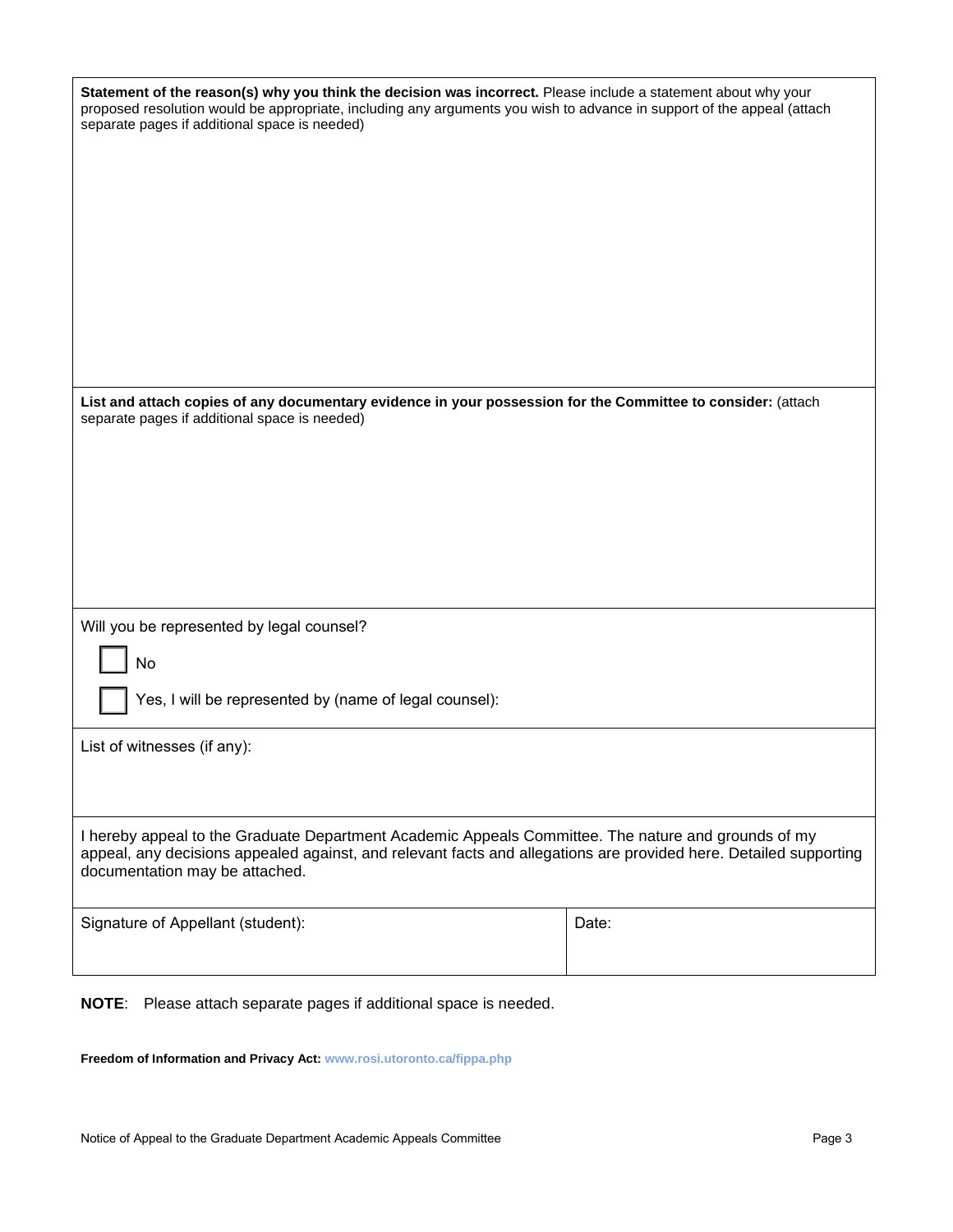**Statement of the reason(s) why you think the decision was incorrect.** Please include a statement about why your proposed resolution would be appropriate, including any arguments you wish to advance in support of the appeal (attach separate pages if additional space is needed)

**List and attach copies of any documentary evidence in your possession for the Committee to consider:** (attach separate pages if additional space is needed)

Will you be represented by legal counsel?

- [ ] No
- [ ] Yes, I will be represented by (name of legal counsel):

List of witnesses (if any):

I hereby appeal to the Graduate Department Academic Appeals Committee. The nature and grounds of my appeal, any decisions appealed against, and relevant facts and allegations are provided here. Detailed supporting documentation may be attached.

| | |
|---|---|
| Signature of Appellant (student): | Date: |

**NOTE**: Please attach separate pages if additional space is needed.

**Freedom of Information and Privacy Act:** www.rosi.utoronto.ca/fippa.php